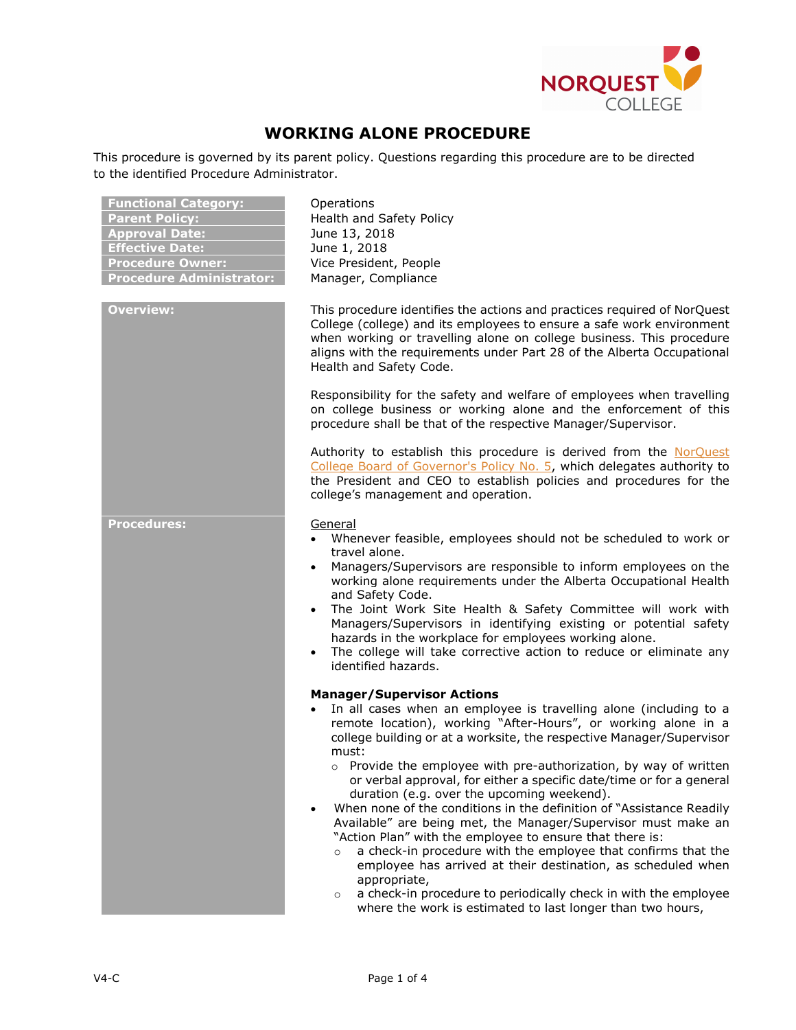# WORKING ALONE PROCEDURE

This procedure is governed by its parent policy. Questions regarding this procedure are to be directed to the identified Procedure Administrator.

| | |
|---|---|
| **Functional Category:** | Operations |
| **Parent Policy:** | Health and Safety Policy |
| **Approval Date:** | June 13, 2018 |
| **Effective Date:** | June 1, 2018 |
| **Procedure Owner:** | Vice President, People |
| **Procedure Administrator:** | Manager, Compliance |

## Overview:

This procedure identifies the actions and practices required of NorQuest College (college) and its employees to ensure a safe work environment when working or travelling alone on college business. This procedure aligns with the requirements under Part 28 of the Alberta Occupational Health and Safety Code.

Responsibility for the safety and welfare of employees when travelling on college business or working alone and the enforcement of this procedure shall be that of the respective Manager/Supervisor.

Authority to establish this procedure is derived from the NorQuest College Board of Governor's Policy No. 5, which delegates authority to the President and CEO to establish policies and procedures for the college's management and operation.

## Procedures:

General

- Whenever feasible, employees should not be scheduled to work or travel alone.
- Managers/Supervisors are responsible to inform employees on the working alone requirements under the Alberta Occupational Health and Safety Code.
- The Joint Work Site Health & Safety Committee will work with Managers/Supervisors in identifying existing or potential safety hazards in the workplace for employees working alone.
- The college will take corrective action to reduce or eliminate any identified hazards.

**Manager/Supervisor Actions**

- In all cases when an employee is travelling alone (including to a remote location), working "After-Hours", or working alone in a college building or at a worksite, the respective Manager/Supervisor must:
  - Provide the employee with pre-authorization, by way of written or verbal approval, for either a specific date/time or for a general duration (e.g. over the upcoming weekend).
- When none of the conditions in the definition of "Assistance Readily Available" are being met, the Manager/Supervisor must make an "Action Plan" with the employee to ensure that there is:
  - a check-in procedure with the employee that confirms that the employee has arrived at their destination, as scheduled when appropriate,
  - a check-in procedure to periodically check in with the employee where the work is estimated to last longer than two hours,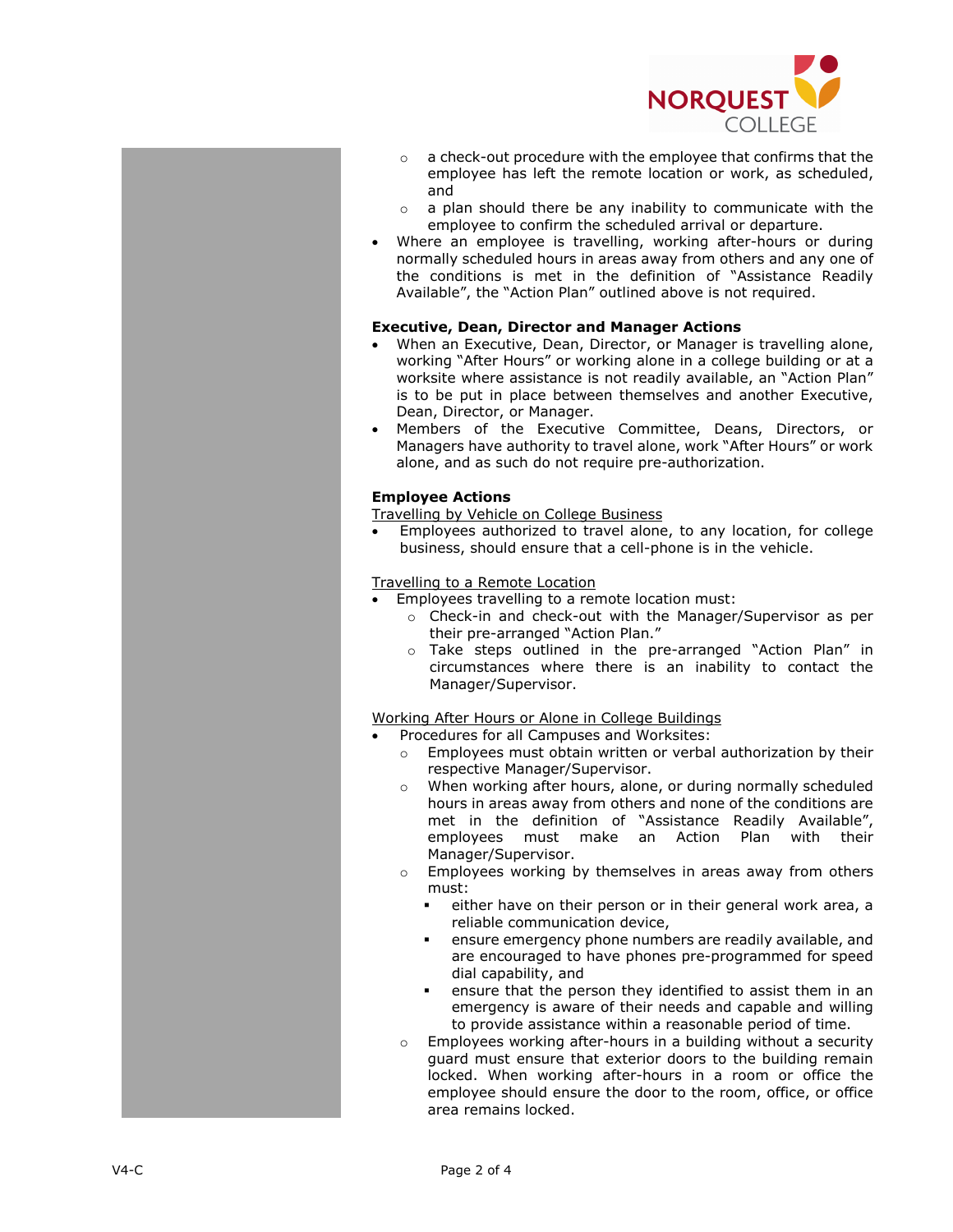- a check-out procedure with the employee that confirms that the employee has left the remote location or work, as scheduled, and
  - a plan should there be any inability to communicate with the employee to confirm the scheduled arrival or departure.
- Where an employee is travelling, working after-hours or during normally scheduled hours in areas away from others and any one of the conditions is met in the definition of "Assistance Readily Available", the "Action Plan" outlined above is not required.

**Executive, Dean, Director and Manager Actions**

- When an Executive, Dean, Director, or Manager is travelling alone, working "After Hours" or working alone in a college building or at a worksite where assistance is not readily available, an "Action Plan" is to be put in place between themselves and another Executive, Dean, Director, or Manager.
- Members of the Executive Committee, Deans, Directors, or Managers have authority to travel alone, work "After Hours" or work alone, and as such do not require pre-authorization.

**Employee Actions**

<u>Travelling by Vehicle on College Business</u>

- Employees authorized to travel alone, to any location, for college business, should ensure that a cell-phone is in the vehicle.

<u>Travelling to a Remote Location</u>

- Employees travelling to a remote location must:
  - Check-in and check-out with the Manager/Supervisor as per their pre-arranged "Action Plan."
  - Take steps outlined in the pre-arranged "Action Plan" in circumstances where there is an inability to contact the Manager/Supervisor.

<u>Working After Hours or Alone in College Buildings</u>

- Procedures for all Campuses and Worksites:
  - Employees must obtain written or verbal authorization by their respective Manager/Supervisor.
  - When working after hours, alone, or during normally scheduled hours in areas away from others and none of the conditions are met in the definition of "Assistance Readily Available", employees must make an Action Plan with their Manager/Supervisor.
  - Employees working by themselves in areas away from others must:
    - either have on their person or in their general work area, a reliable communication device,
    - ensure emergency phone numbers are readily available, and are encouraged to have phones pre-programmed for speed dial capability, and
    - ensure that the person they identified to assist them in an emergency is aware of their needs and capable and willing to provide assistance within a reasonable period of time.
  - Employees working after-hours in a building without a security guard must ensure that exterior doors to the building remain locked. When working after-hours in a room or office the employee should ensure the door to the room, office, or office area remains locked.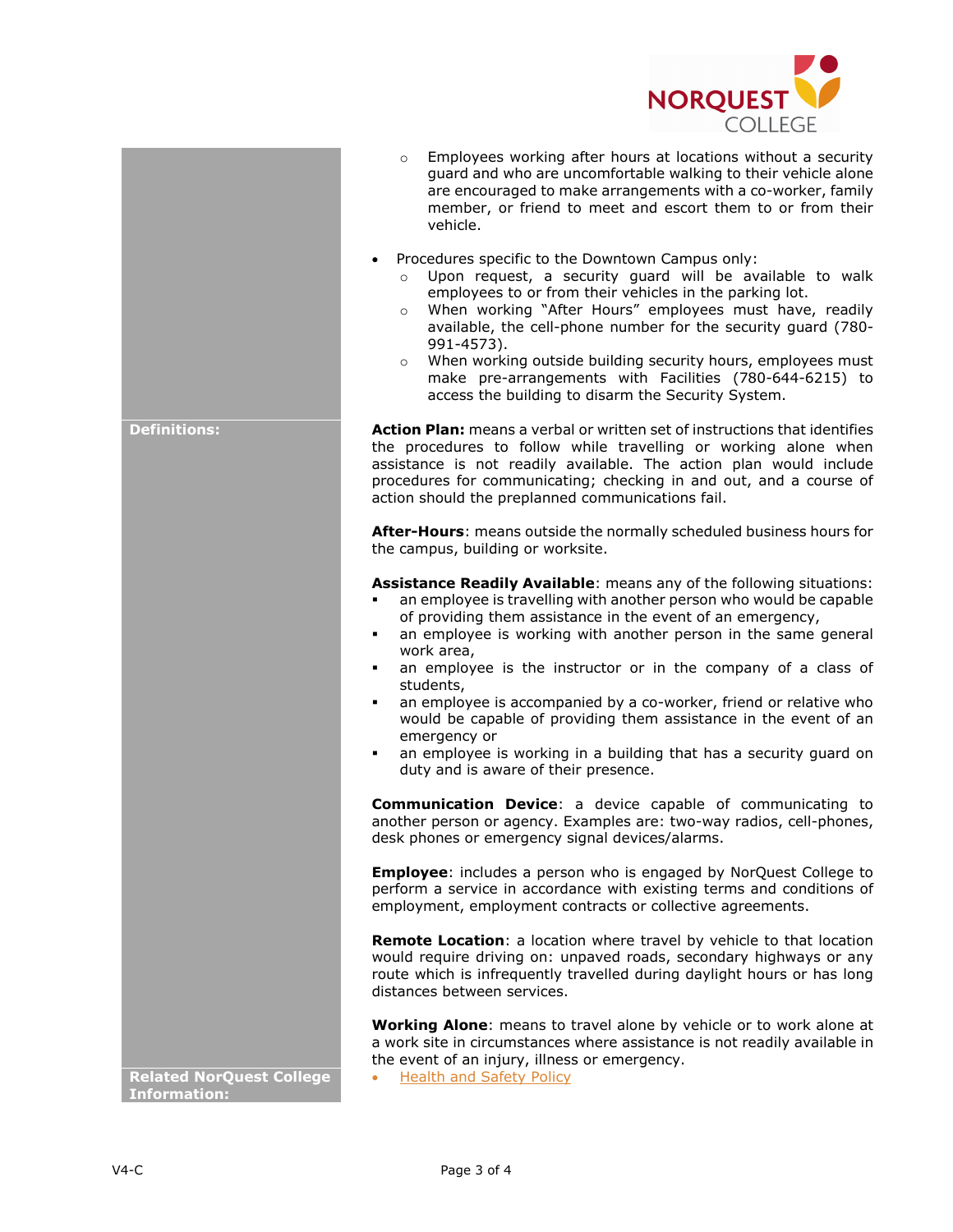- Employees working after hours at locations without a security guard and who are uncomfortable walking to their vehicle alone are encouraged to make arrangements with a co-worker, family member, or friend to meet and escort them to or from their vehicle.

- Procedures specific to the Downtown Campus only:
  - Upon request, a security guard will be available to walk employees to or from their vehicles in the parking lot.
  - When working "After Hours" employees must have, readily available, the cell-phone number for the security guard (780-991-4573).
  - When working outside building security hours, employees must make pre-arrangements with Facilities (780-644-6215) to access the building to disarm the Security System.

## Definitions:

**Action Plan:** means a verbal or written set of instructions that identifies the procedures to follow while travelling or working alone when assistance is not readily available. The action plan would include procedures for communicating; checking in and out, and a course of action should the preplanned communications fail.

**After-Hours**: means outside the normally scheduled business hours for the campus, building or worksite.

**Assistance Readily Available**: means any of the following situations:

- an employee is travelling with another person who would be capable of providing them assistance in the event of an emergency,
- an employee is working with another person in the same general work area,
- an employee is the instructor or in the company of a class of students,
- an employee is accompanied by a co-worker, friend or relative who would be capable of providing them assistance in the event of an emergency or
- an employee is working in a building that has a security guard on duty and is aware of their presence.

**Communication Device**: a device capable of communicating to another person or agency. Examples are: two-way radios, cell-phones, desk phones or emergency signal devices/alarms.

**Employee**: includes a person who is engaged by NorQuest College to perform a service in accordance with existing terms and conditions of employment, employment contracts or collective agreements.

**Remote Location**: a location where travel by vehicle to that location would require driving on: unpaved roads, secondary highways or any route which is infrequently travelled during daylight hours or has long distances between services.

**Working Alone**: means to travel alone by vehicle or to work alone at a work site in circumstances where assistance is not readily available in the event of an injury, illness or emergency.

## Related NorQuest College Information:

- Health and Safety Policy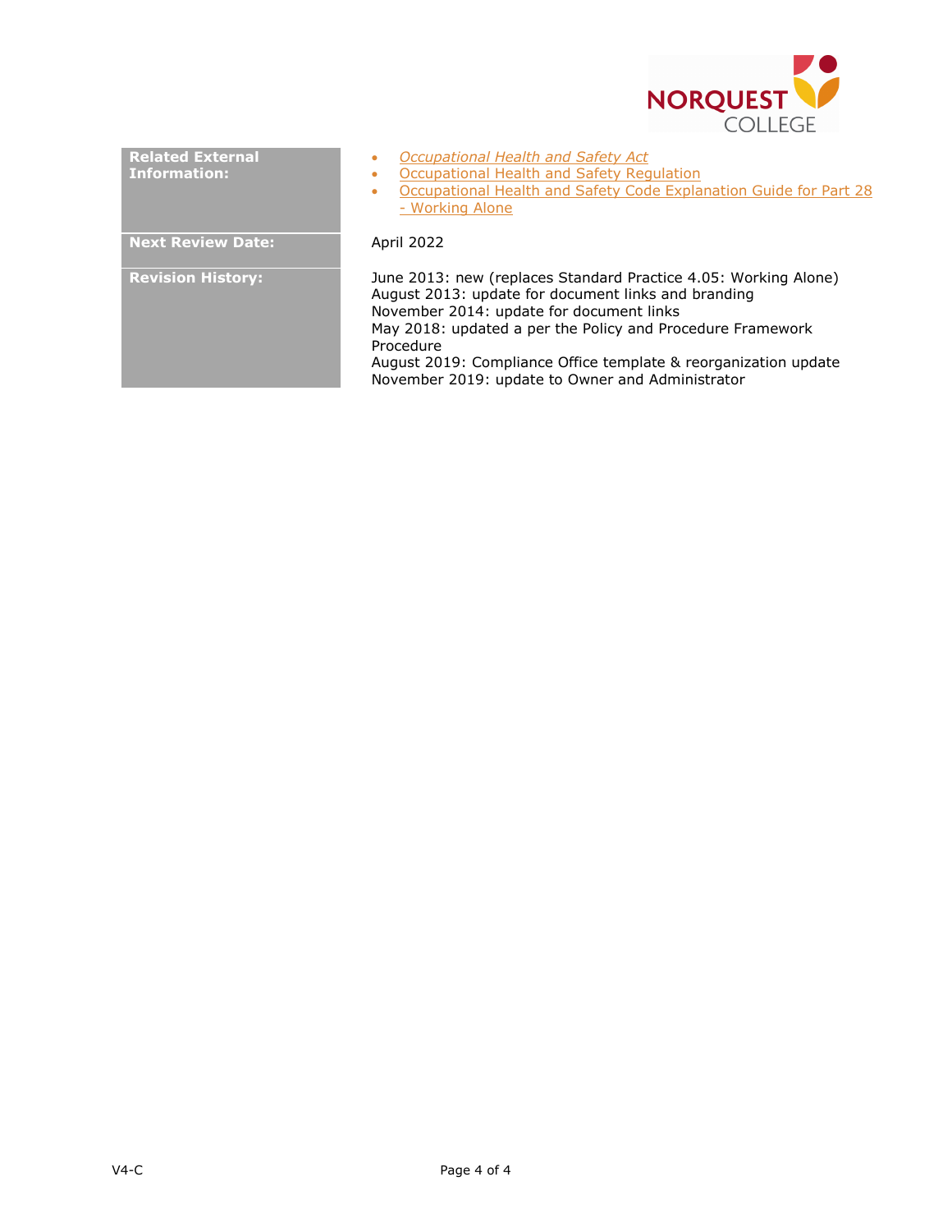| | |
|---|---|
| **Related External Information:** | • *Occupational Health and Safety Act*<br>• Occupational Health and Safety Regulation<br>• Occupational Health and Safety Code Explanation Guide for Part 28 - Working Alone |
| **Next Review Date:** | April 2022 |
| **Revision History:** | June 2013: new (replaces Standard Practice 4.05: Working Alone)<br>August 2013: update for document links and branding<br>November 2014: update for document links<br>May 2018: updated a per the Policy and Procedure Framework Procedure<br>August 2019: Compliance Office template & reorganization update<br>November 2019: update to Owner and Administrator |

V4-C